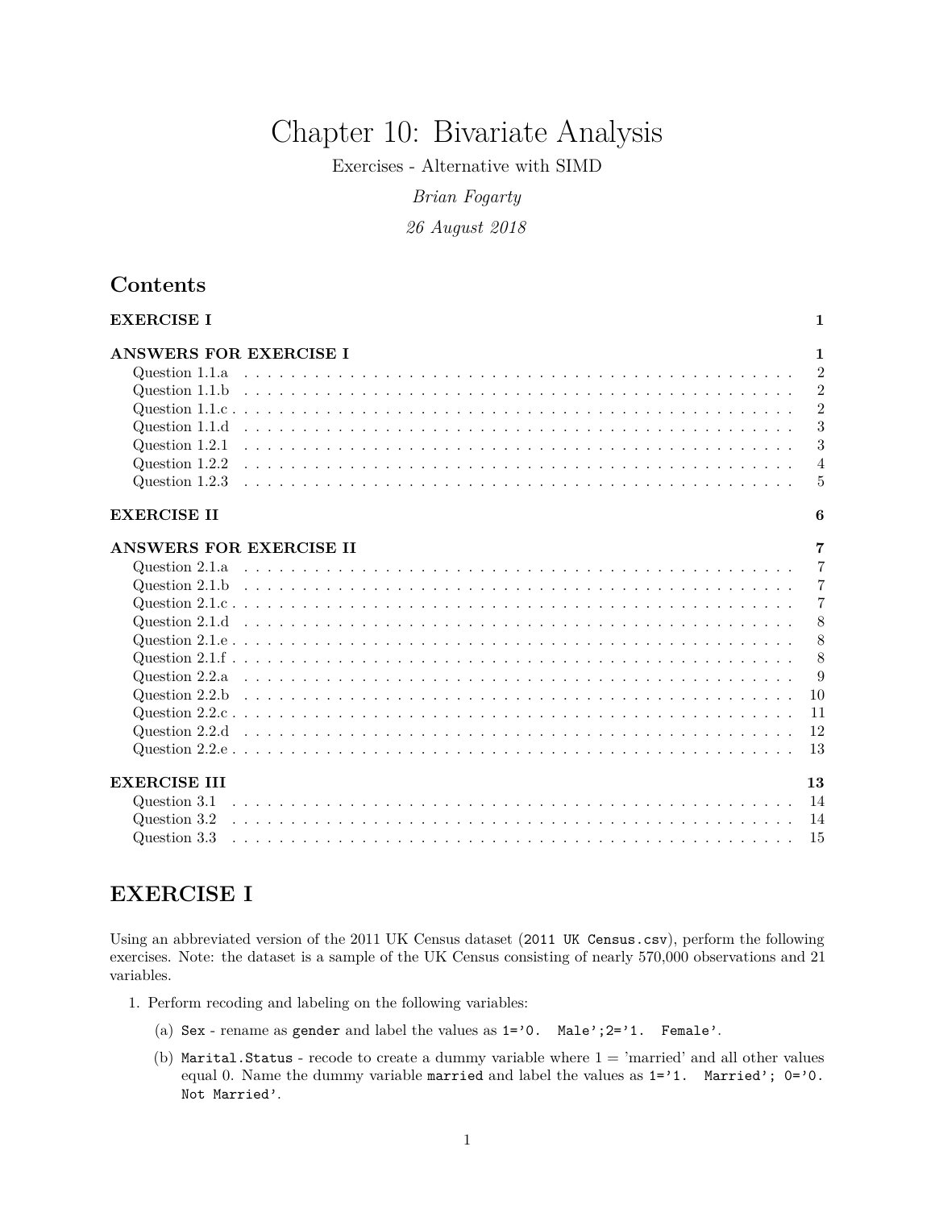# Chapter 10: Bivariate Analysis

Exercises - Alternative with SIMD

*Brian Fogarty*

*26 August 2018*

## Contents

**EXERCISE I** ... **1**

**ANSWERS FOR EXERCISE I** ... **1**
- Question 1.1.a ... 2
- Question 1.1.b ... 2
- Question 1.1.c ... 2
- Question 1.1.d ... 3
- Question 1.2.1 ... 3
- Question 1.2.2 ... 4
- Question 1.2.3 ... 5

**EXERCISE II** ... **6**

**ANSWERS FOR EXERCISE II** ... **7**
- Question 2.1.a ... 7
- Question 2.1.b ... 7
- Question 2.1.c ... 7
- Question 2.1.d ... 8
- Question 2.1.e ... 8
- Question 2.1.f ... 8
- Question 2.2.a ... 9
- Question 2.2.b ... 10
- Question 2.2.c ... 11
- Question 2.2.d ... 12
- Question 2.2.e ... 13

**EXERCISE III** ... **13**
- Question 3.1 ... 14
- Question 3.2 ... 14
- Question 3.3 ... 15

## EXERCISE I

Using an abbreviated version of the 2011 UK Census dataset (`2011 UK Census.csv`), perform the following exercises. Note: the dataset is a sample of the UK Census consisting of nearly 570,000 observations and 21 variables.

1. Perform recoding and labeling on the following variables:

   (a) `Sex` - rename as `gender` and label the values as `1='0. Male';2='1. Female'`.

   (b) `Marital.Status` - recode to create a dummy variable where 1 = 'married' and all other values equal 0. Name the dummy variable `married` and label the values as `1='1. Married'; 0='0. Not Married'`.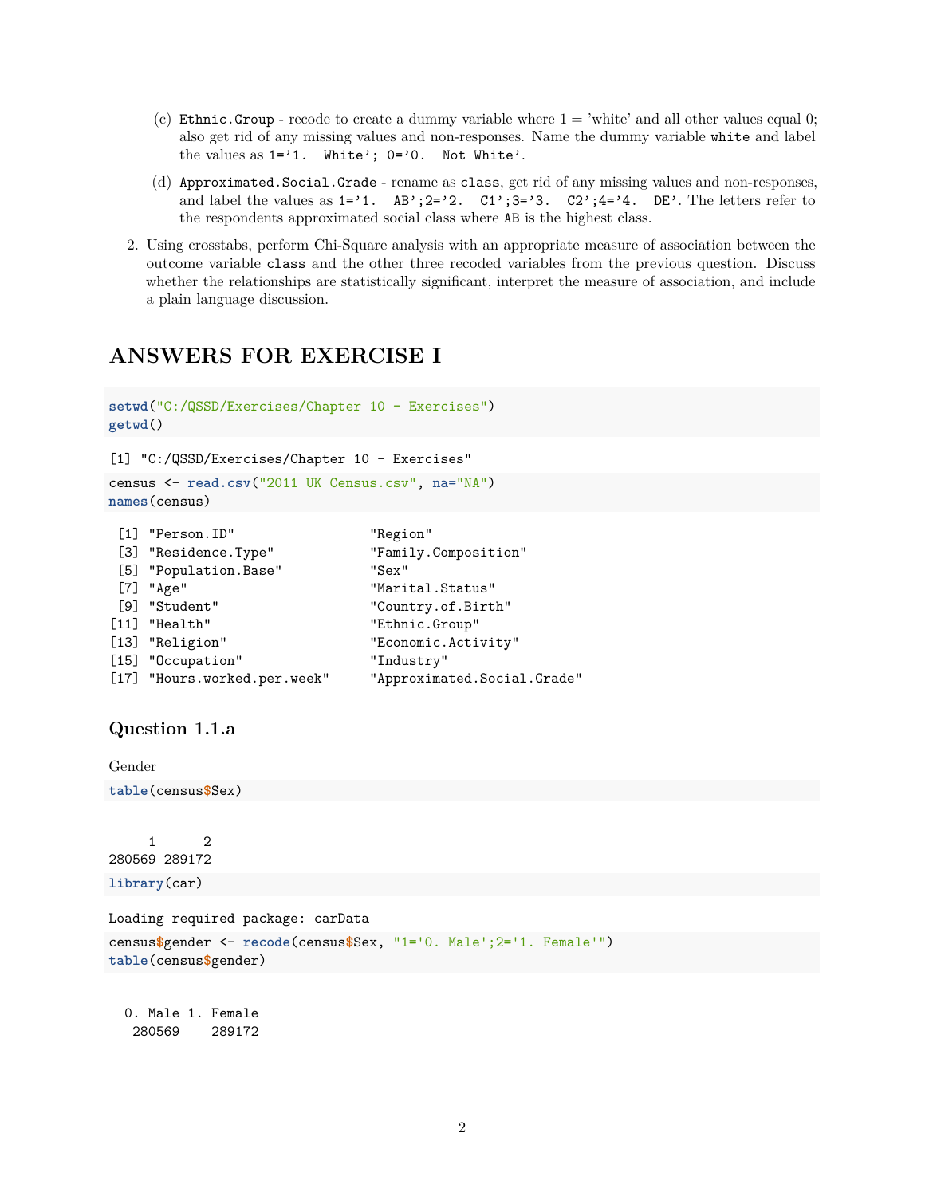(c) `Ethnic.Group` - recode to create a dummy variable where 1 = 'white' and all other values equal 0; also get rid of any missing values and non-responses. Name the dummy variable `white` and label the values as `1='1. White'; 0='0. Not White'`.

(d) `Approximated.Social.Grade` - rename as `class`, get rid of any missing values and non-responses, and label the values as `1='1. AB';2='2. C1';3='3. C2';4='4. DE'`. The letters refer to the respondents approximated social class where `AB` is the highest class.

2. Using crosstabs, perform Chi-Square analysis with an appropriate measure of association between the outcome variable `class` and the other three recoded variables from the previous question. Discuss whether the relationships are statistically significant, interpret the measure of association, and include a plain language discussion.

# ANSWERS FOR EXERCISE I

```
setwd("C:/QSSD/Exercises/Chapter 10 - Exercises")
getwd()
```

```
[1] "C:/QSSD/Exercises/Chapter 10 - Exercises"
```

```
census <- read.csv("2011 UK Census.csv", na="NA")
names(census)
```

```
 [1] "Person.ID"                 "Region"
 [3] "Residence.Type"            "Family.Composition"
 [5] "Population.Base"           "Sex"
 [7] "Age"                       "Marital.Status"
 [9] "Student"                   "Country.of.Birth"
[11] "Health"                    "Ethnic.Group"
[13] "Religion"                  "Economic.Activity"
[15] "Occupation"                "Industry"
[17] "Hours.worked.per.week"     "Approximated.Social.Grade"
```

## Question 1.1.a

Gender

```
table(census$Sex)
```

```

     1      2
280569 289172
```

```
library(car)
```

```
Loading required package: carData
```

```
census$gender <- recode(census$Sex, "1='0. Male';2='1. Female'")
table(census$gender)
```

```

  0. Male 1. Female
   280569    289172
```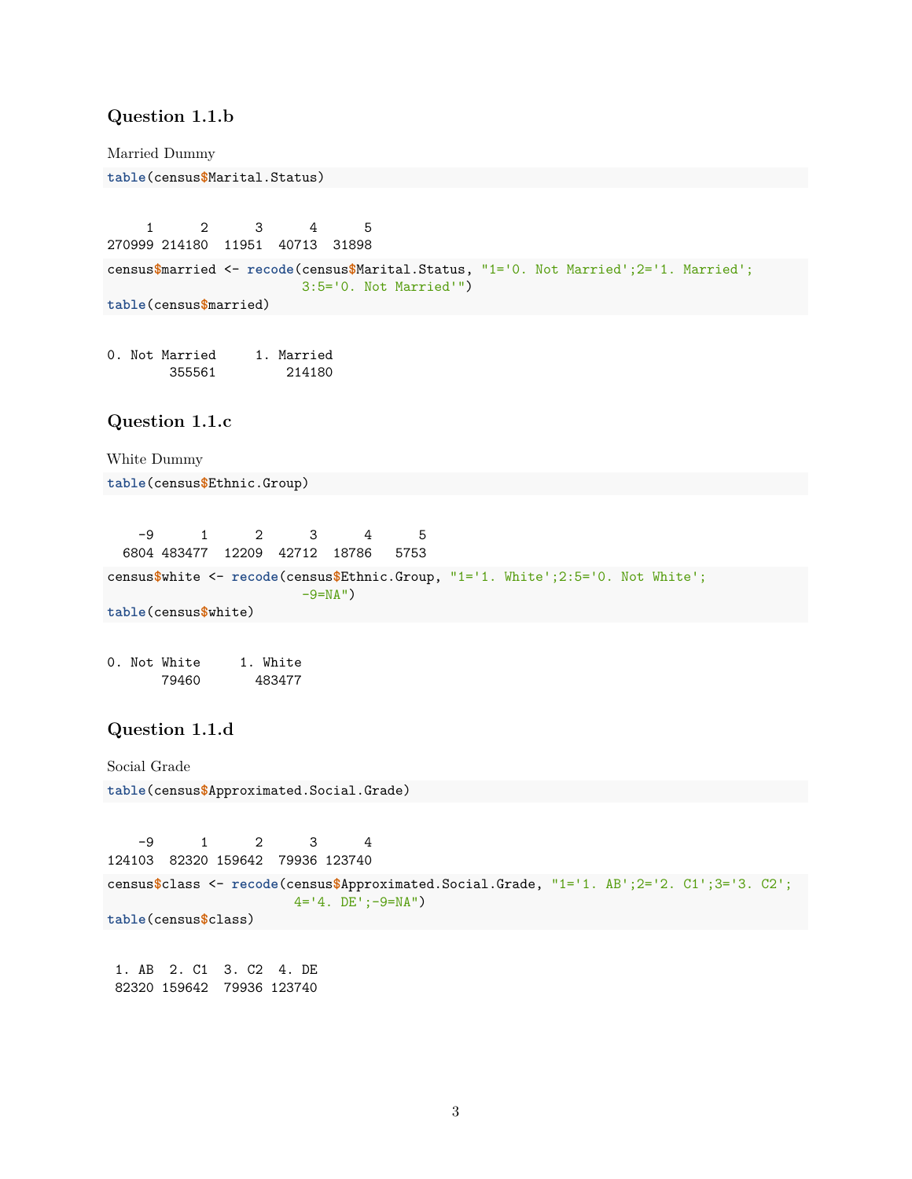### Question 1.1.b

Married Dummy

```
table(census$Marital.Status)
```

```

     1      2      3      4      5 
270999 214180  11951  40713  31898 
```

```
census$married <- recode(census$Marital.Status, "1='0. Not Married';2='1. Married';
                         3:5='0. Not Married'")
table(census$married)
```

```

0. Not Married     1. Married 
        355561         214180 
```

### Question 1.1.c

White Dummy

```
table(census$Ethnic.Group)
```

```

    -9      1      2      3      4      5 
  6804 483477  12209  42712  18786   5753 
```

```
census$white <- recode(census$Ethnic.Group, "1='1. White';2:5='0. Not White';
                         -9=NA")
table(census$white)
```

```

0. Not White     1. White 
       79460       483477 
```

### Question 1.1.d

Social Grade

```
table(census$Approximated.Social.Grade)
```

```

    -9      1      2      3      4 
124103  82320 159642  79936 123740 
```

```
census$class <- recode(census$Approximated.Social.Grade, "1='1. AB';2='2. C1';3='3. C2';
                        4='4. DE';-9=NA")
table(census$class)
```

```

 1. AB  2. C1  3. C2  4. DE 
 82320 159642  79936 123740 
```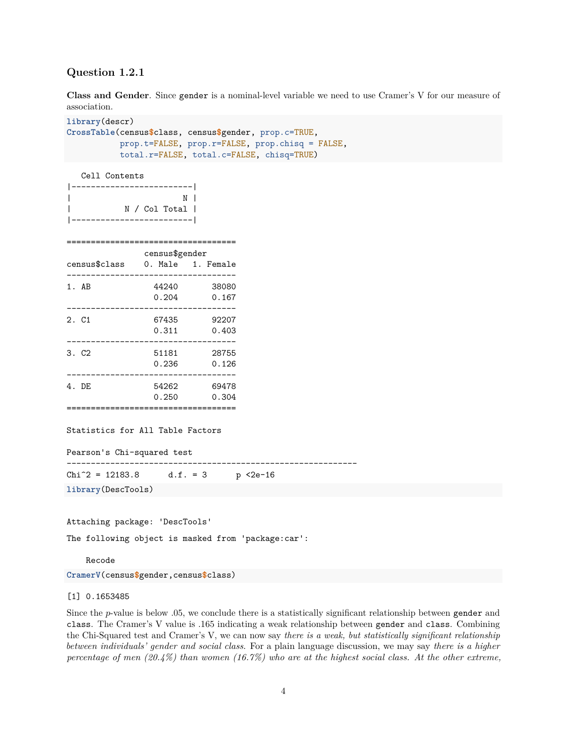### Question 1.2.1

**Class and Gender**. Since `gender` is a nominal-level variable we need to use Cramer's V for our measure of association.

```
library(descr)
CrossTable(census$class, census$gender, prop.c=TRUE,
           prop.t=FALSE, prop.r=FALSE, prop.chisq = FALSE,
           total.r=FALSE, total.c=FALSE, chisq=TRUE)
```

```
   Cell Contents
|-------------------------|
|                       N |
|           N / Col Total |
|-------------------------|

===================================
                census$gender
census$class    0. Male   1. Female
-----------------------------------
1. AB             44240       38080
                  0.204       0.167
-----------------------------------
2. C1             67435       92207
                  0.311       0.403
-----------------------------------
3. C2             51181       28755
                  0.236       0.126
-----------------------------------
4. DE             54262       69478
                  0.250       0.304
===================================

Statistics for All Table Factors

Pearson's Chi-squared test
------------------------------------------------------------
Chi^2 = 12183.8      d.f. = 3      p <2e-16
```

```
library(DescTools)
```

```
Attaching package: 'DescTools'

The following object is masked from 'package:car':

    Recode
```

```
CramerV(census$gender,census$class)
```

```
[1] 0.1653485
```

Since the $p$-value is below .05, we conclude there is a statistically significant relationship between `gender` and `class`. The Cramer's V value is .165 indicating a weak relationship between `gender` and `class`. Combining the Chi-Squared test and Cramer's V, we can now say *there is a weak, but statistically significant relationship between individuals' gender and social class*. For a plain language discussion, we may say *there is a higher percentage of men (20.4%) than women (16.7%) who are at the highest social class. At the other extreme,*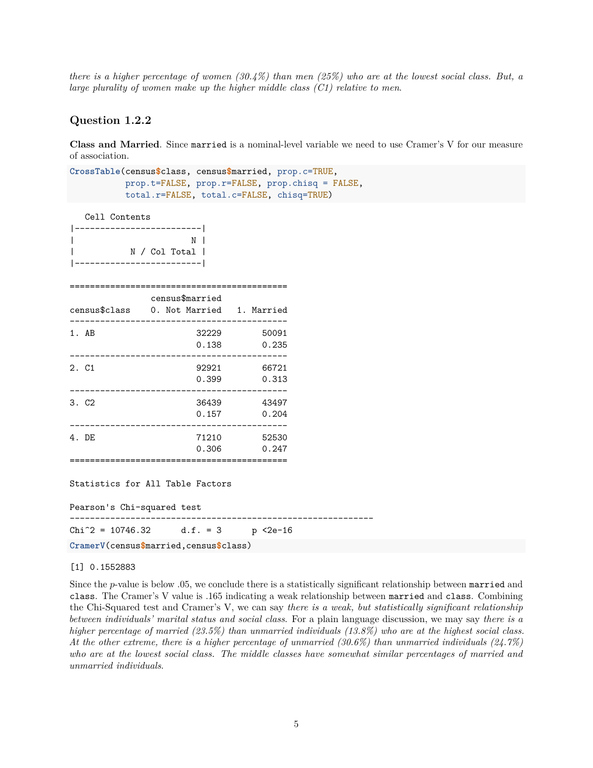*there is a higher percentage of women (30.4%) than men (25%) who are at the lowest social class. But, a large plurality of women make up the higher middle class (C1) relative to men.*

### Question 1.2.2

**Class and Married**. Since `married` is a nominal-level variable we need to use Cramer's V for our measure of association.

```
CrossTable(census$class, census$married, prop.c=TRUE,
           prop.t=FALSE, prop.r=FALSE, prop.chisq = FALSE,
           total.r=FALSE, total.c=FALSE, chisq=TRUE)
```

```
   Cell Contents
|-------------------------|
|                       N |
|           N / Col Total |
|-------------------------|

===========================================
                census$married
census$class    0. Not Married   1. Married
-------------------------------------------
1. AB                   32229        50091
                        0.138        0.235
-------------------------------------------
2. C1                   92921        66721
                        0.399        0.313
-------------------------------------------
3. C2                   36439        43497
                        0.157        0.204
-------------------------------------------
4. DE                   71210        52530
                        0.306        0.247
===========================================

Statistics for All Table Factors

Pearson's Chi-squared test
------------------------------------------------------------
Chi^2 = 10746.32      d.f. = 3      p <2e-16
```

```
CramerV(census$married,census$class)
```

```
[1] 0.1552883
```

Since the $p$-value is below .05, we conclude there is a statistically significant relationship between `married` and `class`. The Cramer's V value is .165 indicating a weak relationship between `married` and `class`. Combining the Chi-Squared test and Cramer's V, we can say *there is a weak, but statistically significant relationship between individuals' marital status and social class*. For a plain language discussion, we may say *there is a higher percentage of married (23.5%) than unmarried individuals (13.8%) who are at the highest social class. At the other extreme, there is a higher percentage of unmarried (30.6%) than unmarried individuals (24.7%) who are at the lowest social class. The middle classes have somewhat similar percentages of married and unmarried individuals.*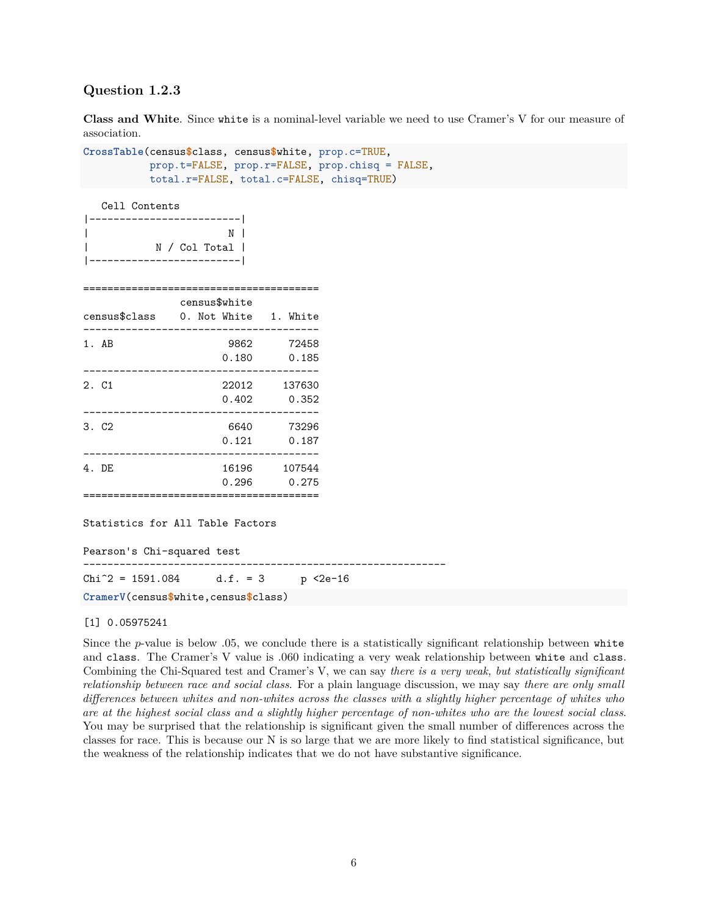### Question 1.2.3

**Class and White**. Since `white` is a nominal-level variable we need to use Cramer's V for our measure of association.

```
CrossTable(census$class, census$white, prop.c=TRUE,
           prop.t=FALSE, prop.r=FALSE, prop.chisq = FALSE,
           total.r=FALSE, total.c=FALSE, chisq=TRUE)
```

```
   Cell Contents
|-------------------------|
|                       N |
|           N / Col Total |
|-------------------------|


=======================================
                census$white
census$class    0. Not White   1. White
---------------------------------------
1. AB                   9862      72458
                       0.180      0.185
---------------------------------------
2. C1                  22012     137630
                       0.402      0.352
---------------------------------------
3. C2                   6640      73296
                       0.121      0.187
---------------------------------------
4. DE                  16196     107544
                       0.296      0.275
=======================================

Statistics for All Table Factors

Pearson's Chi-squared test
------------------------------------------------------------
Chi^2 = 1591.084      d.f. = 3      p <2e-16
```

```
CramerV(census$white,census$class)
```

```
[1] 0.05975241
```

Since the $p$-value is below .05, we conclude there is a statistically significant relationship between `white` and `class`. The Cramer's V value is .060 indicating a very weak relationship between `white` and `class`. Combining the Chi-Squared test and Cramer's V, we can say *there is a very weak, but statistically significant relationship between race and social class.* For a plain language discussion, we may say *there are only small differences between whites and non-whites across the classes with a slightly higher percentage of whites who are at the highest social class and a slightly higher percentage of non-whites who are the lowest social class.* You may be surprised that the relationship is significant given the small number of differences across the classes for race. This is because our N is so large that we are more likely to find statistical significance, but the weakness of the relationship indicates that we do not have substantive significance.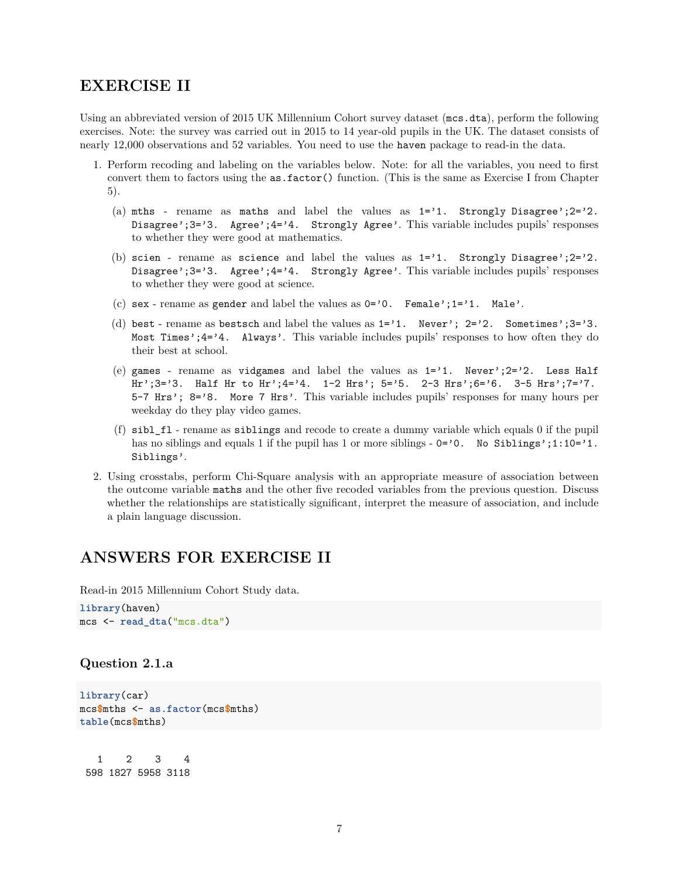## EXERCISE II

Using an abbreviated version of 2015 UK Millennium Cohort survey dataset (`mcs.dta`), perform the following exercises. Note: the survey was carried out in 2015 to 14 year-old pupils in the UK. The dataset consists of nearly 12,000 observations and 52 variables. You need to use the `haven` package to read-in the data.

1. Perform recoding and labeling on the variables below. Note: for all the variables, you need to first convert them to factors using the `as.factor()` function. (This is the same as Exercise I from Chapter 5).

   (a) `mths` - rename as `maths` and label the values as `1='1. Strongly Disagree';2='2. Disagree';3='3. Agree';4='4. Strongly Agree'`. This variable includes pupils' responses to whether they were good at mathematics.

   (b) `scien` - rename as `science` and label the values as `1='1. Strongly Disagree';2='2. Disagree';3='3. Agree';4='4. Strongly Agree'`. This variable includes pupils' responses to whether they were good at science.

   (c) `sex` - rename as `gender` and label the values as `0='0. Female';1='1. Male'`.

   (d) `best` - rename as `bestsch` and label the values as `1='1. Never'; 2='2. Sometimes';3='3. Most Times';4='4. Always'`. This variable includes pupils' responses to how often they do their best at school.

   (e) `games` - rename as `vidgames` and label the values as `1='1. Never';2='2. Less Half Hr';3='3. Half Hr to Hr';4='4. 1-2 Hrs'; 5='5. 2-3 Hrs';6='6. 3-5 Hrs';7='7. 5-7 Hrs'; 8='8. More 7 Hrs'`. This variable includes pupils' responses for many hours per weekday do they play video games.

   (f) `sibl_fl` - rename as `siblings` and recode to create a dummy variable which equals 0 if the pupil has no siblings and equals 1 if the pupil has 1 or more siblings - `0='0. No Siblings';1:10='1. Siblings'`.

2. Using crosstabs, perform Chi-Square analysis with an appropriate measure of association between the outcome variable `maths` and the other five recoded variables from the previous question. Discuss whether the relationships are statistically significant, interpret the measure of association, and include a plain language discussion.

## ANSWERS FOR EXERCISE II

Read-in 2015 Millennium Cohort Study data.

```
library(haven)
mcs <- read_dta("mcs.dta")
```

### Question 2.1.a

```
library(car)
mcs$mths <- as.factor(mcs$mths)
table(mcs$mths)
```

```
   1    2    3    4
 598 1827 5958 3118
```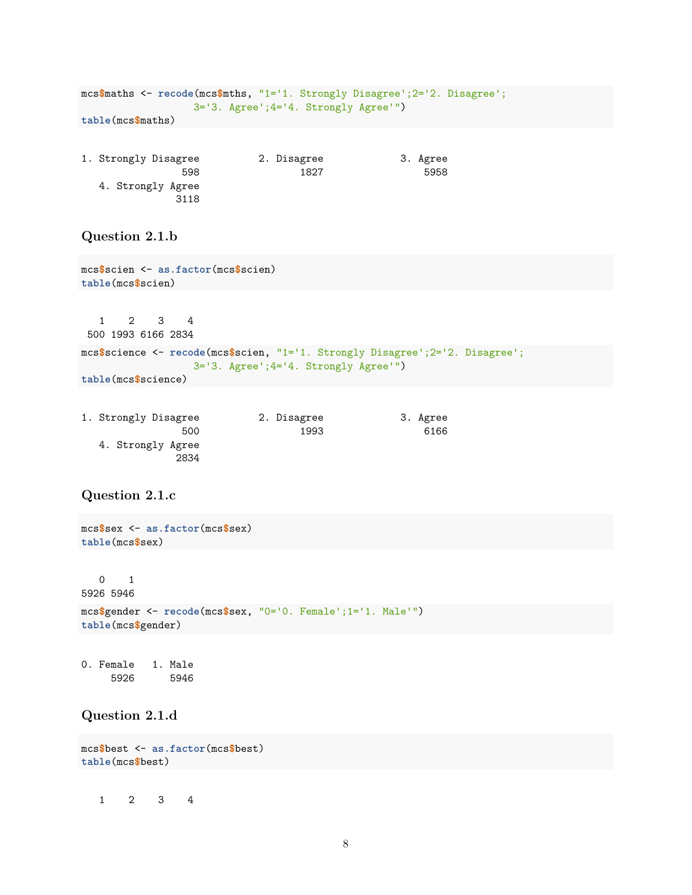```
mcs$maths <- recode(mcs$mths, "1='1. Strongly Disagree';2='2. Disagree';
                    3='3. Agree';4='4. Strongly Agree'")
table(mcs$maths)
```

```
1. Strongly Disagree          2. Disagree             3. Agree
                 598                 1827                 5958
   4. Strongly Agree
                3118
```

### Question 2.1.b

```
mcs$scien <- as.factor(mcs$scien)
table(mcs$scien)
```

```
   1    2    3    4
 500 1993 6166 2834
```

```
mcs$science <- recode(mcs$scien, "1='1. Strongly Disagree';2='2. Disagree';
                    3='3. Agree';4='4. Strongly Agree'")
table(mcs$science)
```

```
1. Strongly Disagree          2. Disagree             3. Agree
                 500                 1993                 6166
   4. Strongly Agree
                2834
```

### Question 2.1.c

```
mcs$sex <- as.factor(mcs$sex)
table(mcs$sex)
```

```
   0    1
5926 5946
```

```
mcs$gender <- recode(mcs$sex, "0='0. Female';1='1. Male'")
table(mcs$gender)
```

```
0. Female   1. Male
     5926      5946
```

### Question 2.1.d

```
mcs$best <- as.factor(mcs$best)
table(mcs$best)
```

```
   1    2    3    4
```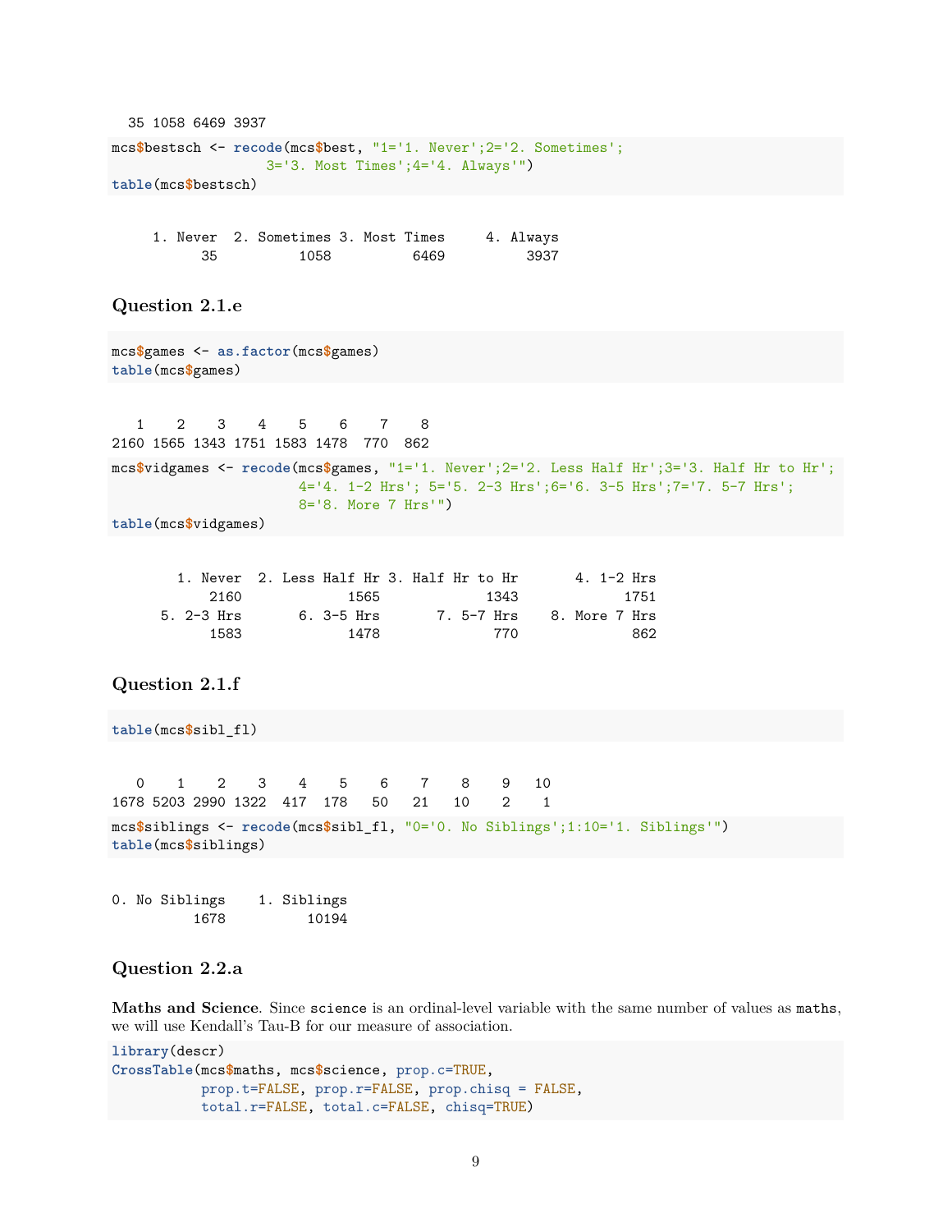```
  35 1058 6469 3937
```

```r
mcs$bestsch <- recode(mcs$best, "1='1. Never';2='2. Sometimes';
                      3='3. Most Times';4='4. Always'")
table(mcs$bestsch)
```

```
     1. Never  2. Sometimes 3. Most Times     4. Always 
           35          1058          6469          3937 
```

### Question 2.1.e

```r
mcs$games <- as.factor(mcs$games)
table(mcs$games)
```

```
   1    2    3    4    5    6    7    8 
2160 1565 1343 1751 1583 1478  770  862 
```

```r
mcs$vidgames <- recode(mcs$games, "1='1. Never';2='2. Less Half Hr';3='3. Half Hr to Hr';
                       4='4. 1-2 Hrs'; 5='5. 2-3 Hrs';6='6. 3-5 Hrs';7='7. 5-7 Hrs';
                       8='8. More 7 Hrs'")
table(mcs$vidgames)
```

```
        1. Never  2. Less Half Hr 3. Half Hr to Hr       4. 1-2 Hrs 
            2160             1565             1343             1751 
      5. 2-3 Hrs       6. 3-5 Hrs       7. 5-7 Hrs    8. More 7 Hrs 
            1583             1478              770              862 
```

### Question 2.1.f

```r
table(mcs$sibl_fl)
```

```
   0    1    2    3    4    5    6    7    8    9   10 
1678 5203 2990 1322  417  178   50   21   10    2    1 
```

```r
mcs$siblings <- recode(mcs$sibl_fl, "0='0. No Siblings';1:10='1. Siblings'")
table(mcs$siblings)
```

```
0. No Siblings    1. Siblings 
          1678          10194 
```

### Question 2.2.a

**Maths and Science**. Since `science` is an ordinal-level variable with the same number of values as `maths`, we will use Kendall's Tau-B for our measure of association.

```r
library(descr)
CrossTable(mcs$maths, mcs$science, prop.c=TRUE,
           prop.t=FALSE, prop.r=FALSE, prop.chisq = FALSE,
           total.r=FALSE, total.c=FALSE, chisq=TRUE)
```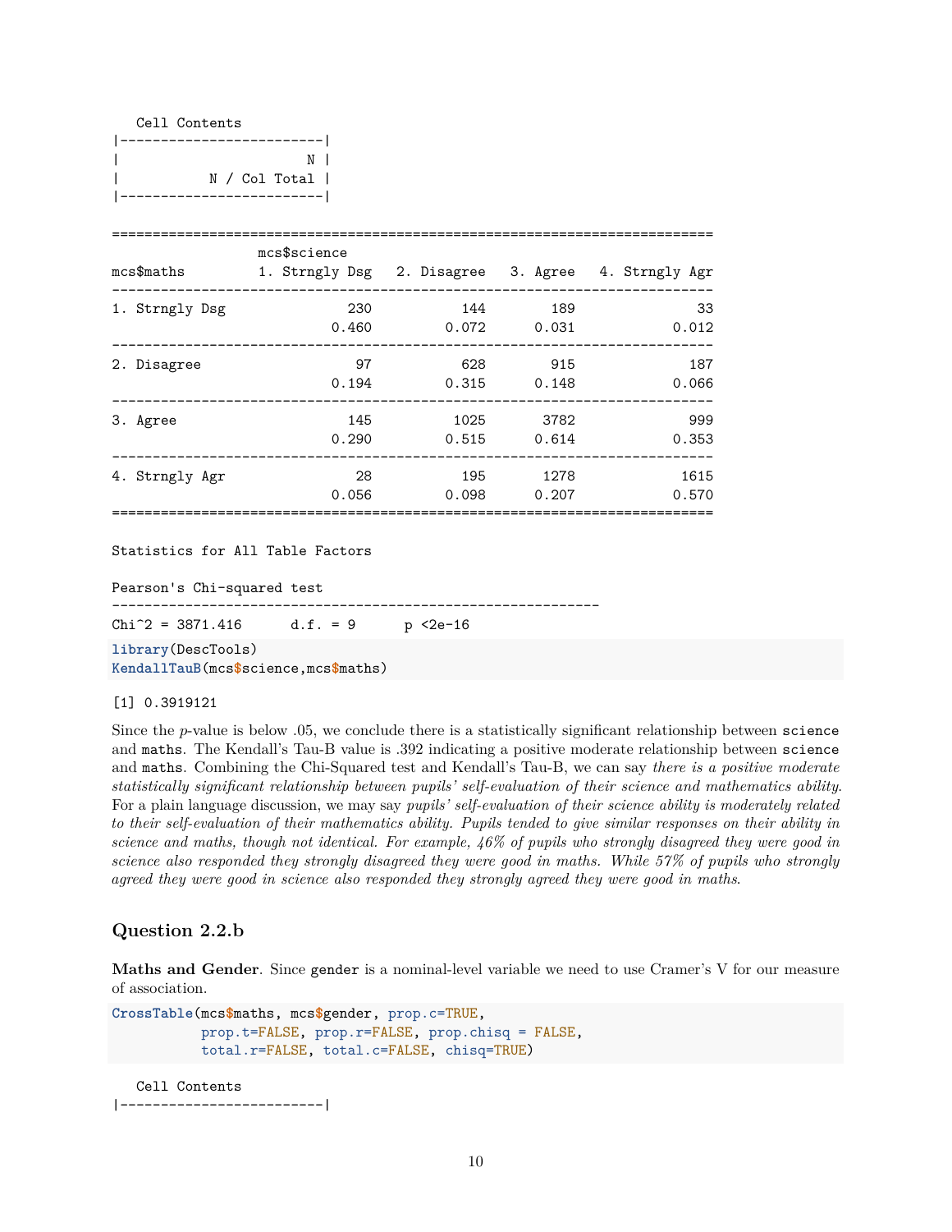```
   Cell Contents
|-------------------------|
|                       N |
|           N / Col Total |
|-------------------------|


==========================================================================
                   mcs$science
mcs$maths          1. Strngly Dsg   2. Disagree   3. Agree   4. Strngly Agr
--------------------------------------------------------------------------
1. Strngly Dsg                230           144        189               33
                            0.460         0.072      0.031            0.012
--------------------------------------------------------------------------
2. Disagree                    97           628        915              187
                            0.194         0.315      0.148            0.066
--------------------------------------------------------------------------
3. Agree                      145          1025       3782              999
                            0.290         0.515      0.614            0.353
--------------------------------------------------------------------------
4. Strngly Agr                 28           195       1278             1615
                            0.056         0.098      0.207            0.570
==========================================================================

Statistics for All Table Factors

Pearson's Chi-squared test
------------------------------------------------------------
Chi^2 = 3871.416      d.f. = 9      p <2e-16
```

```
library(DescTools)
KendallTauB(mcs$science,mcs$maths)
```

```
[1] 0.3919121
```

Since the $p$-value is below .05, we conclude there is a statistically significant relationship between `science` and `maths`. The Kendall's Tau-B value is .392 indicating a positive moderate relationship between `science` and `maths`. Combining the Chi-Squared test and Kendall's Tau-B, we can say *there is a positive moderate statistically significant relationship between pupils' self-evaluation of their science and mathematics ability*. For a plain language discussion, we may say *pupils' self-evaluation of their science ability is moderately related to their self-evaluation of their mathematics ability. Pupils tended to give similar responses on their ability in science and maths, though not identical. For example, 46% of pupils who strongly disagreed they were good in science also responded they strongly disagreed they were good in maths. While 57% of pupils who strongly agreed they were good in science also responded they strongly agreed they were good in maths.*

## Question 2.2.b

**Maths and Gender**. Since `gender` is a nominal-level variable we need to use Cramer's V for our measure of association.

```
CrossTable(mcs$maths, mcs$gender, prop.c=TRUE,
           prop.t=FALSE, prop.r=FALSE, prop.chisq = FALSE,
           total.r=FALSE, total.c=FALSE, chisq=TRUE)
```

```
   Cell Contents
|-------------------------|
```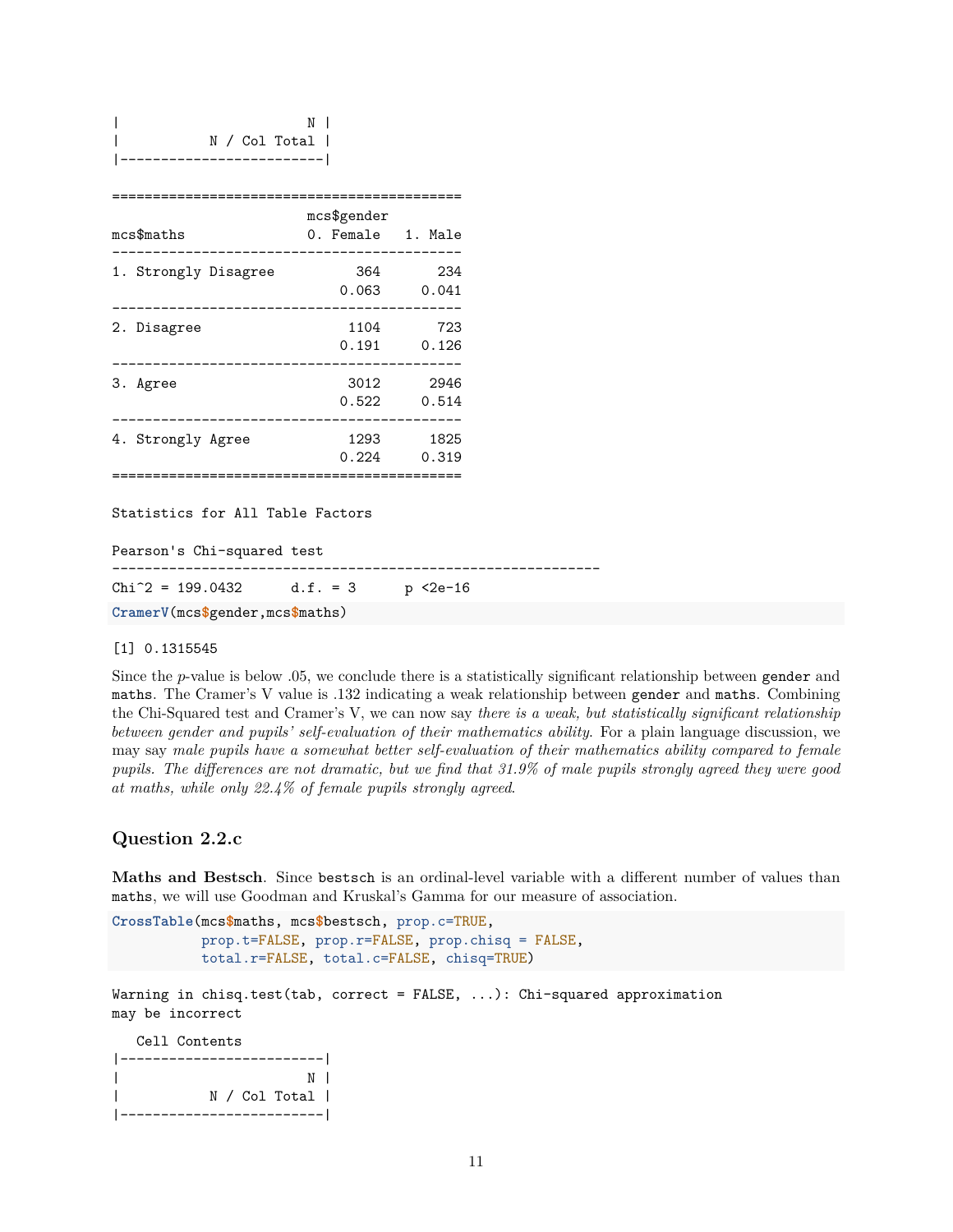```
|                         N |
|           N / Col Total |
|-------------------------|

==========================================
                        mcs$gender
mcs$maths               0. Female   1. Male
------------------------------------------
1. Strongly Disagree          364       234
                            0.063     0.041
------------------------------------------
2. Disagree                  1104       723
                            0.191     0.126
------------------------------------------
3. Agree                     3012      2946
                            0.522     0.514
------------------------------------------
4. Strongly Agree            1293      1825
                            0.224     0.319
==========================================

Statistics for All Table Factors

Pearson's Chi-squared test
------------------------------------------------------------
Chi^2 = 199.0432      d.f. = 3      p <2e-16
```

```
CramerV(mcs$gender,mcs$maths)
```

```
[1] 0.1315545
```

Since the *p*-value is below .05, we conclude there is a statistically significant relationship between `gender` and `maths`. The Cramer's V value is .132 indicating a weak relationship between `gender` and `maths`. Combining the Chi-Squared test and Cramer's V, we can now say *there is a weak, but statistically significant relationship between gender and pupils' self-evaluation of their mathematics ability.* For a plain language discussion, we may say *male pupils have a somewhat better self-evaluation of their mathematics ability compared to female pupils. The differences are not dramatic, but we find that 31.9% of male pupils strongly agreed they were good at maths, while only 22.4% of female pupils strongly agreed.*

### Question 2.2.c

**Maths and Bestsch**. Since `bestsch` is an ordinal-level variable with a different number of values than `maths`, we will use Goodman and Kruskal's Gamma for our measure of association.

```
CrossTable(mcs$maths, mcs$bestsch, prop.c=TRUE,
           prop.t=FALSE, prop.r=FALSE, prop.chisq = FALSE,
           total.r=FALSE, total.c=FALSE, chisq=TRUE)
```

```
Warning in chisq.test(tab, correct = FALSE, ...): Chi-squared approximation
may be incorrect

   Cell Contents
|-------------------------|
|                       N |
|           N / Col Total |
|-------------------------|
```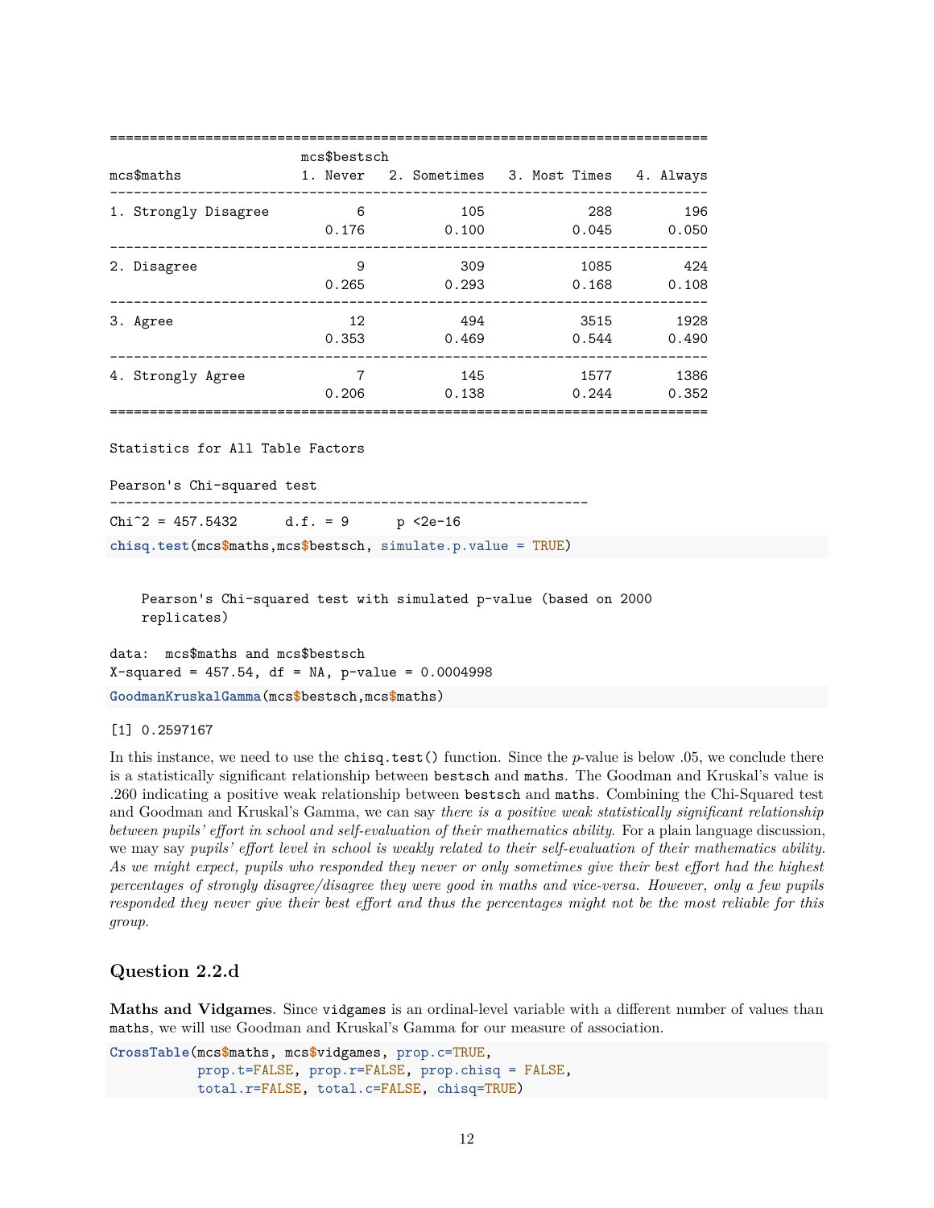```
==========================================================================
                       mcs$bestsch
mcs$maths              1. Never  2. Sometimes  3. Most Times  4. Always
--------------------------------------------------------------------------
1. Strongly Disagree          6           105            288        196
                          0.176         0.100          0.045      0.050
--------------------------------------------------------------------------
2. Disagree                   9           309           1085        424
                          0.265         0.293          0.168      0.108
--------------------------------------------------------------------------
3. Agree                     12           494           3515       1928
                          0.353         0.469          0.544      0.490
--------------------------------------------------------------------------
4. Strongly Agree             7           145           1577       1386
                          0.206         0.138          0.244      0.352
==========================================================================

Statistics for All Table Factors

Pearson's Chi-squared test
------------------------------------------------------------
Chi^2 = 457.5432      d.f. = 9      p <2e-16
```

```r
chisq.test(mcs$maths,mcs$bestsch, simulate.p.value = TRUE)
```

```
    Pearson's Chi-squared test with simulated p-value (based on 2000
    replicates)

data:  mcs$maths and mcs$bestsch
X-squared = 457.54, df = NA, p-value = 0.0004998
```

```r
GoodmanKruskalGamma(mcs$bestsch,mcs$maths)
```

```
[1] 0.2597167
```

In this instance, we need to use the `chisq.test()` function. Since the *p*-value is below .05, we conclude there is a statistically significant relationship between `bestsch` and `maths`. The Goodman and Kruskal's value is .260 indicating a positive weak relationship between `bestsch` and `maths`. Combining the Chi-Squared test and Goodman and Kruskal's Gamma, we can say *there is a positive weak statistically significant relationship between pupils' effort in school and self-evaluation of their mathematics ability.* For a plain language discussion, we may say *pupils' effort level in school is weakly related to their self-evaluation of their mathematics ability. As we might expect, pupils who responded they never or only sometimes give their best effort had the highest percentages of strongly disagree/disagree they were good in maths and vice-versa. However, only a few pupils responded they never give their best effort and thus the percentages might not be the most reliable for this group.*

## Question 2.2.d

**Maths and Vidgames**. Since `vidgames` is an ordinal-level variable with a different number of values than `maths`, we will use Goodman and Kruskal's Gamma for our measure of association.

```r
CrossTable(mcs$maths, mcs$vidgames, prop.c=TRUE,
           prop.t=FALSE, prop.r=FALSE, prop.chisq = FALSE,
           total.r=FALSE, total.c=FALSE, chisq=TRUE)
```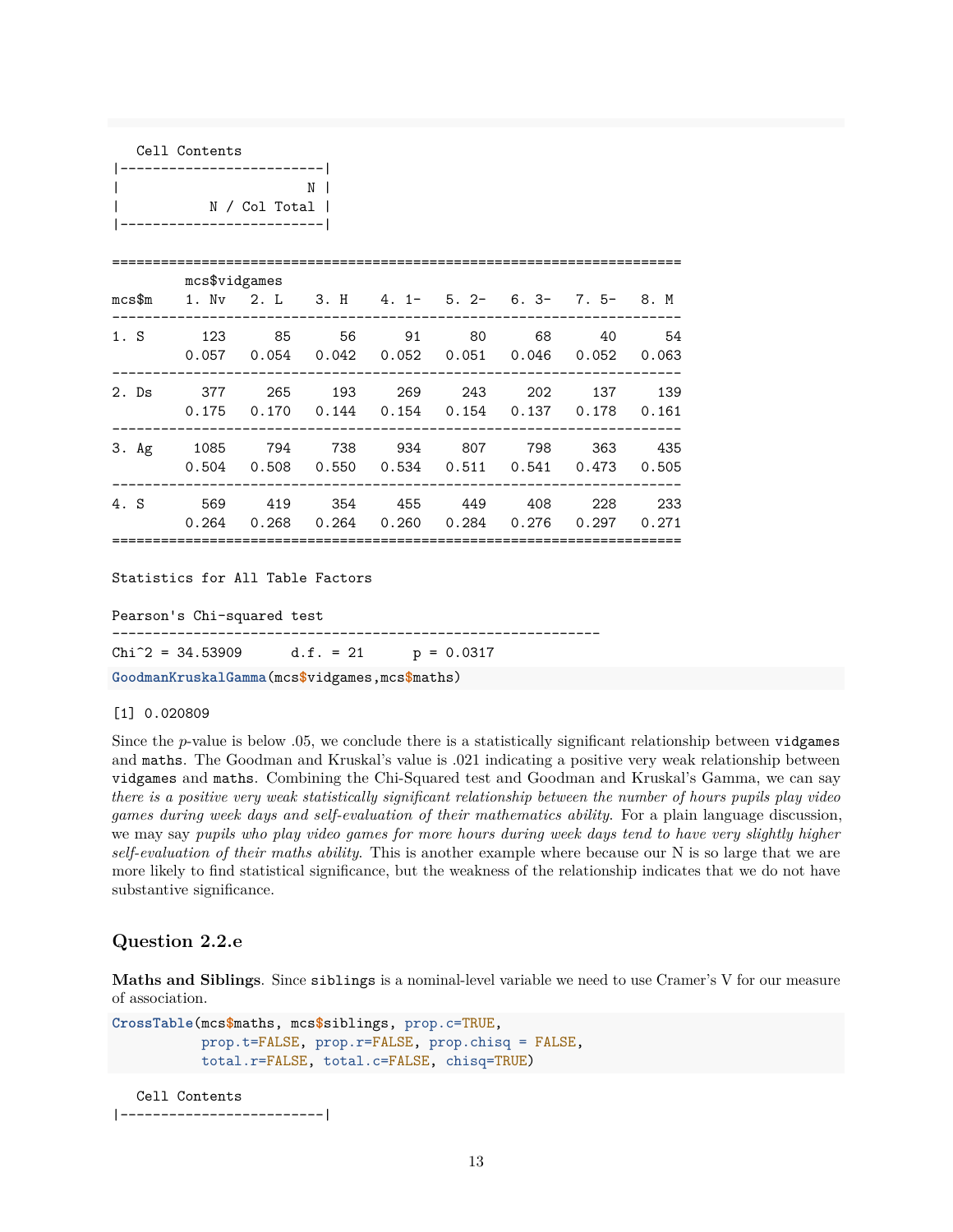```
   Cell Contents
|-------------------------|
|                       N |
|           N / Col Total |
|-------------------------|

=====================================================================
         mcs$vidgames
mcs$m    1. Nv   2. L    3. H    4. 1-   5. 2-   6. 3-   7. 5-   8. M
---------------------------------------------------------------------
1. S       123     85      56      91      80      68      40      54
         0.057  0.054   0.042   0.052   0.051   0.046   0.052   0.063
---------------------------------------------------------------------
2. Ds      377    265     193     269     243     202     137     139
         0.175  0.170   0.144   0.154   0.154   0.137   0.178   0.161
---------------------------------------------------------------------
3. Ag     1085    794     738     934     807     798     363     435
         0.504  0.508   0.550   0.534   0.511   0.541   0.473   0.505
---------------------------------------------------------------------
4. S       569    419     354     455     449     408     228     233
         0.264  0.268   0.264   0.260   0.284   0.276   0.297   0.271
=====================================================================

Statistics for All Table Factors

Pearson's Chi-squared test
------------------------------------------------------------
Chi^2 = 34.53909      d.f. = 21      p = 0.0317
```

```r
GoodmanKruskalGamma(mcs$vidgames,mcs$maths)
```

```
[1] 0.020809
```

Since the *p*-value is below .05, we conclude there is a statistically significant relationship between `vidgames` and `maths`. The Goodman and Kruskal's value is .021 indicating a positive very weak relationship between `vidgames` and `maths`. Combining the Chi-Squared test and Goodman and Kruskal's Gamma, we can say *there is a positive very weak statistically significant relationship between the number of hours pupils play video games during week days and self-evaluation of their mathematics ability*. For a plain language discussion, we may say *pupils who play video games for more hours during week days tend to have very slightly higher self-evaluation of their maths ability*. This is another example where because our N is so large that we are more likely to find statistical significance, but the weakness of the relationship indicates that we do not have substantive significance.

## Question 2.2.e

**Maths and Siblings**. Since `siblings` is a nominal-level variable we need to use Cramer's V for our measure of association.

```r
CrossTable(mcs$maths, mcs$siblings, prop.c=TRUE,
           prop.t=FALSE, prop.r=FALSE, prop.chisq = FALSE,
           total.r=FALSE, total.c=FALSE, chisq=TRUE)
```

```
   Cell Contents
|-------------------------|
```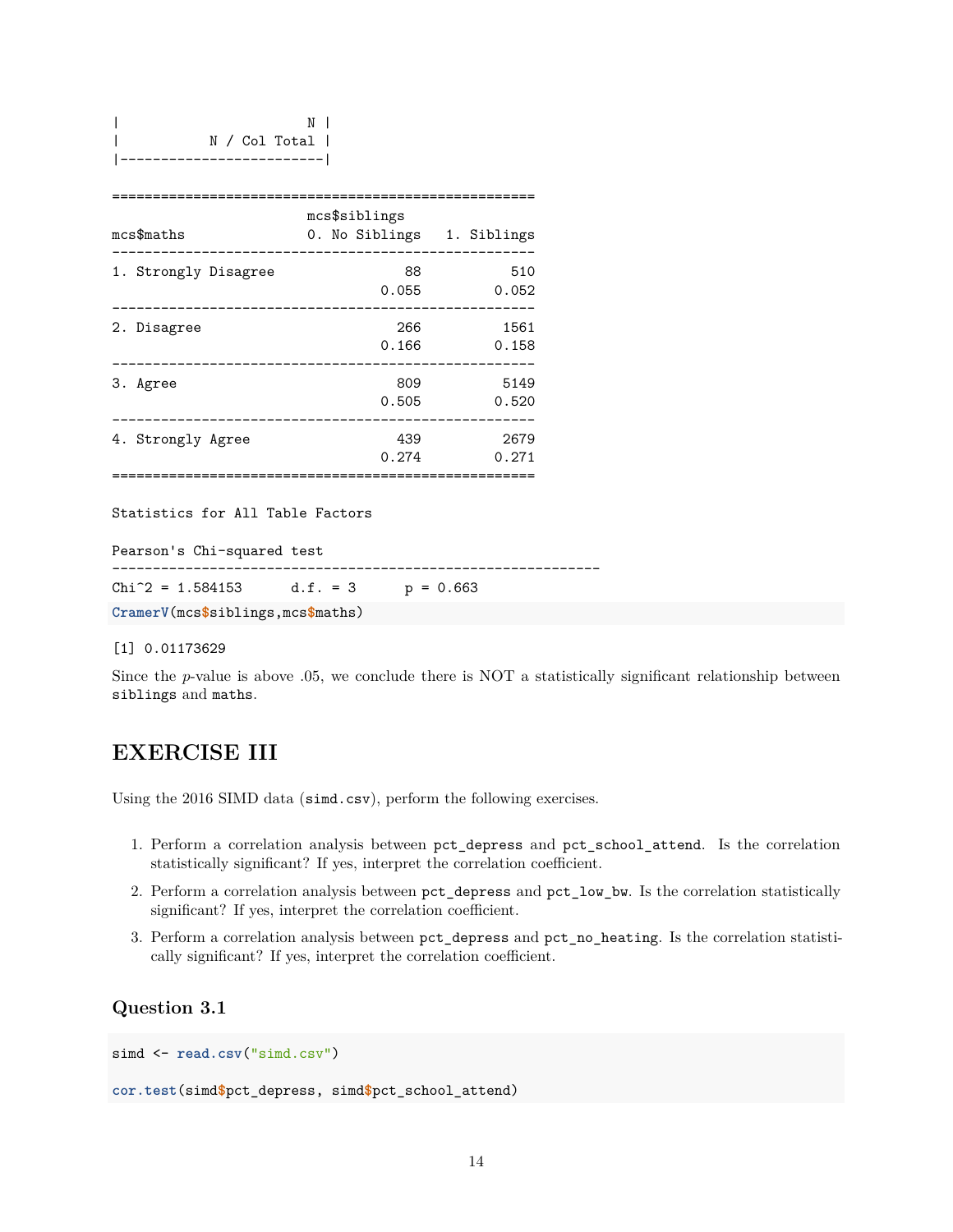```
|                         N |
|           N / Col Total |
|-------------------------|

====================================================
                        mcs$siblings
mcs$maths               0. No Siblings   1. Siblings
----------------------------------------------------
1. Strongly Disagree                88           510
                                 0.055         0.052
----------------------------------------------------
2. Disagree                        266          1561
                                 0.166         0.158
----------------------------------------------------
3. Agree                           809          5149
                                 0.505         0.520
----------------------------------------------------
4. Strongly Agree                  439          2679
                                 0.274         0.271
====================================================

Statistics for All Table Factors

Pearson's Chi-squared test
------------------------------------------------------------
Chi^2 = 1.584153      d.f. = 3      p = 0.663
```

```
CramerV(mcs$siblings,mcs$maths)
```

```
[1] 0.01173629
```

Since the *p*-value is above .05, we conclude there is NOT a statistically significant relationship between `siblings` and `maths`.

# EXERCISE III

Using the 2016 SIMD data (`simd.csv`), perform the following exercises.

1. Perform a correlation analysis between `pct_depress` and `pct_school_attend`. Is the correlation statistically significant? If yes, interpret the correlation coefficient.
2. Perform a correlation analysis between `pct_depress` and `pct_low_bw`. Is the correlation statistically significant? If yes, interpret the correlation coefficient.
3. Perform a correlation analysis between `pct_depress` and `pct_no_heating`. Is the correlation statistically significant? If yes, interpret the correlation coefficient.

## Question 3.1

```
simd <- read.csv("simd.csv")

cor.test(simd$pct_depress, simd$pct_school_attend)
```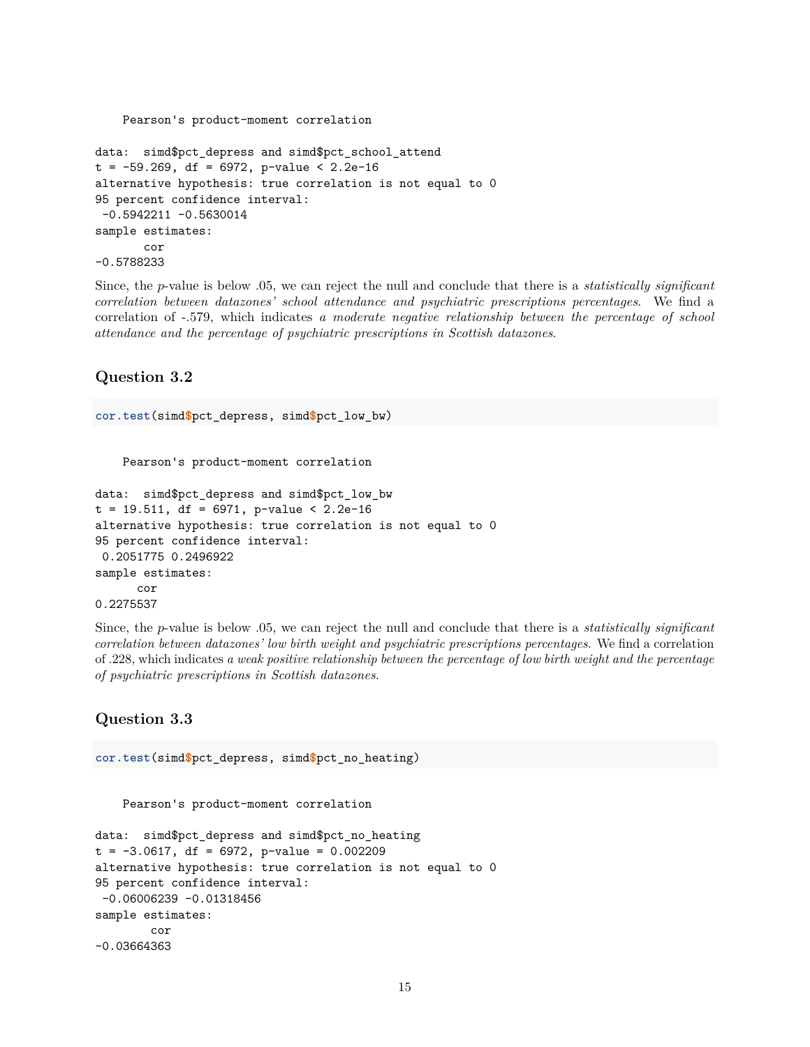```
    Pearson's product-moment correlation

data:  simd$pct_depress and simd$pct_school_attend
t = -59.269, df = 6972, p-value < 2.2e-16
alternative hypothesis: true correlation is not equal to 0
95 percent confidence interval:
 -0.5942211 -0.5630014
sample estimates:
       cor
-0.5788233
```

Since, the $p$-value is below .05, we can reject the null and conclude that there is a *statistically significant correlation between datazones' school attendance and psychiatric prescriptions percentages*. We find a correlation of -.579, which indicates *a moderate negative relationship between the percentage of school attendance and the percentage of psychiatric prescriptions in Scottish datazones*.

## Question 3.2

```
cor.test(simd$pct_depress, simd$pct_low_bw)
```

```
    Pearson's product-moment correlation

data:  simd$pct_depress and simd$pct_low_bw
t = 19.511, df = 6971, p-value < 2.2e-16
alternative hypothesis: true correlation is not equal to 0
95 percent confidence interval:
 0.2051775 0.2496922
sample estimates:
      cor
0.2275537
```

Since, the $p$-value is below .05, we can reject the null and conclude that there is a *statistically significant correlation between datazones' low birth weight and psychiatric prescriptions percentages*. We find a correlation of .228, which indicates *a weak positive relationship between the percentage of low birth weight and the percentage of psychiatric prescriptions in Scottish datazones*.

## Question 3.3

```
cor.test(simd$pct_depress, simd$pct_no_heating)
```

```
    Pearson's product-moment correlation

data:  simd$pct_depress and simd$pct_no_heating
t = -3.0617, df = 6972, p-value = 0.002209
alternative hypothesis: true correlation is not equal to 0
95 percent confidence interval:
 -0.06006239 -0.01318456
sample estimates:
        cor
-0.03664363
```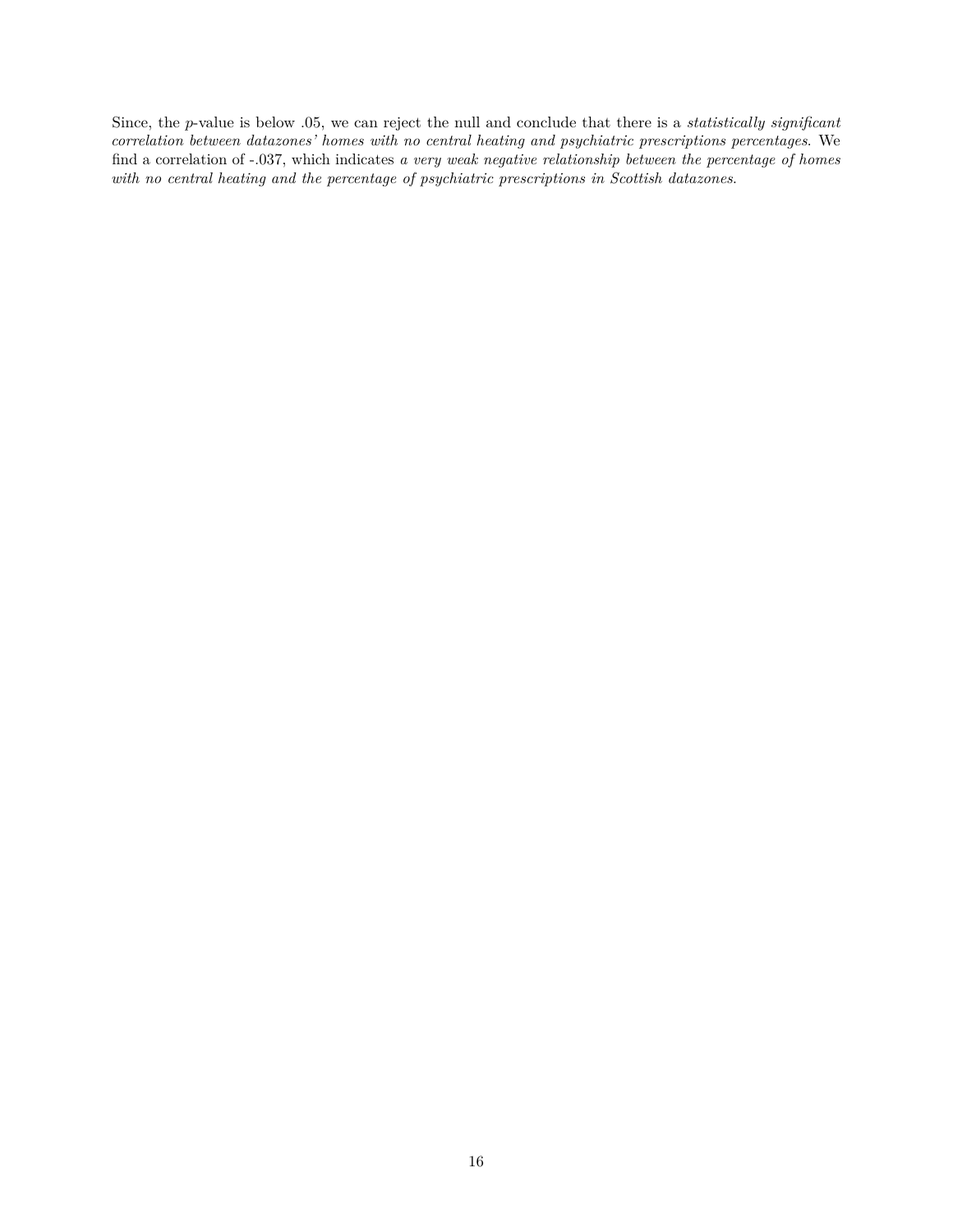Since, the $p$-value is below .05, we can reject the null and conclude that there is a *statistically significant correlation between datazones' homes with no central heating and psychiatric prescriptions percentages*. We find a correlation of -.037, which indicates *a very weak negative relationship between the percentage of homes with no central heating and the percentage of psychiatric prescriptions in Scottish datazones*.